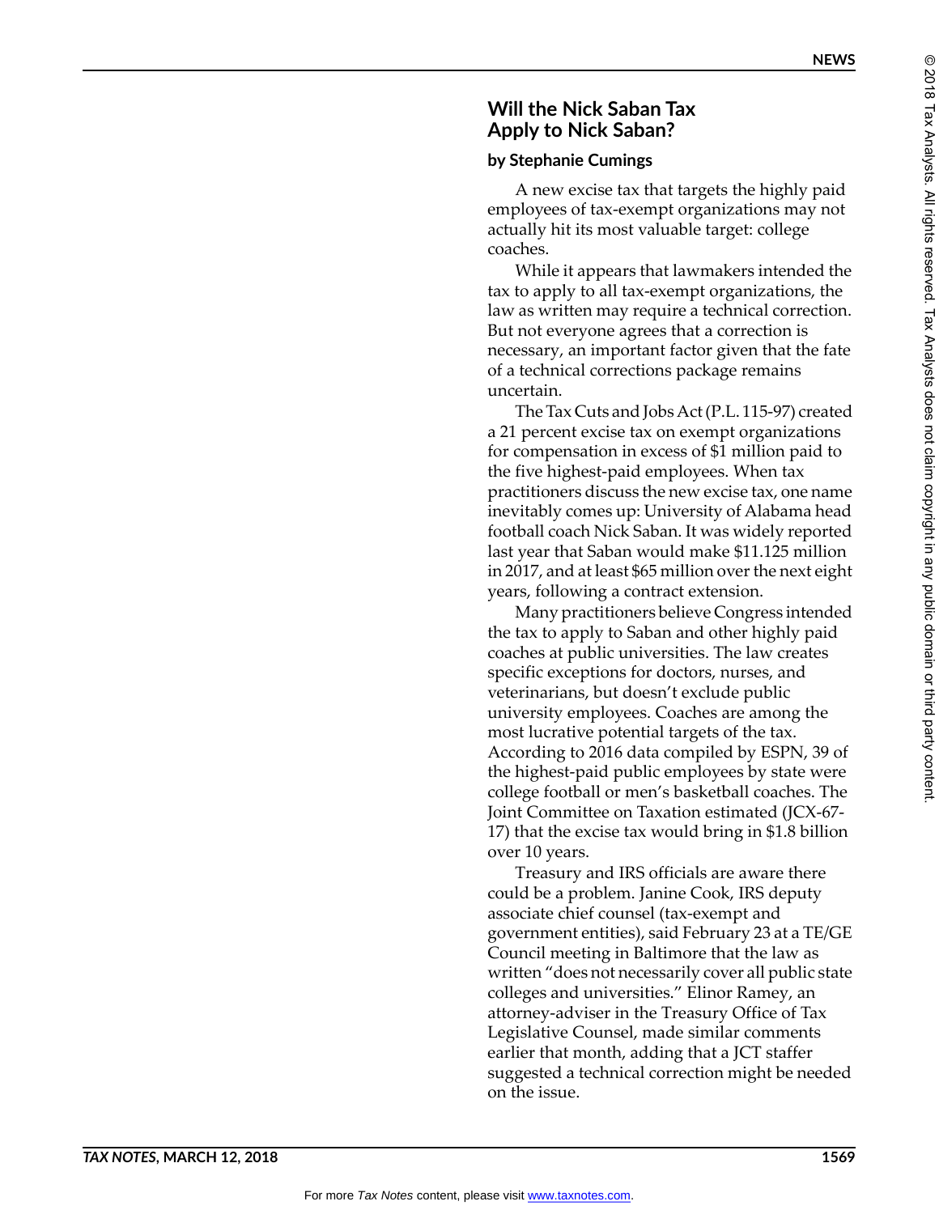# Will the Nick Saban Tax Apply to Nick Saban?

**by Stephanie Cumings**

A new excise tax that targets the highly paid employees of tax-exempt organizations may not actually hit its most valuable target: college coaches.

While it appears that lawmakers intended the tax to apply to all tax-exempt organizations, the law as written may require a technical correction. But not everyone agrees that a correction is necessary, an important factor given that the fate of a technical corrections package remains uncertain.

The Tax Cuts and Jobs Act (P.L. 115-97) created a 21 percent excise tax on exempt organizations for compensation in excess of $1 million paid to the five highest-paid employees. When tax practitioners discuss the new excise tax, one name inevitably comes up: University of Alabama head football coach Nick Saban. It was widely reported last year that Saban would make $11.125 million in 2017, and at least $65 million over the next eight years, following a contract extension.

Many practitioners believe Congress intended the tax to apply to Saban and other highly paid coaches at public universities. The law creates specific exceptions for doctors, nurses, and veterinarians, but doesn't exclude public university employees. Coaches are among the most lucrative potential targets of the tax. According to 2016 data compiled by ESPN, 39 of the highest-paid public employees by state were college football or men's basketball coaches. The Joint Committee on Taxation estimated (JCX-67-17) that the excise tax would bring in $1.8 billion over 10 years.

Treasury and IRS officials are aware there could be a problem. Janine Cook, IRS deputy associate chief counsel (tax-exempt and government entities), said February 23 at a TE/GE Council meeting in Baltimore that the law as written "does not necessarily cover all public state colleges and universities." Elinor Ramey, an attorney-adviser in the Treasury Office of Tax Legislative Counsel, made similar comments earlier that month, adding that a JCT staffer suggested a technical correction might be needed on the issue.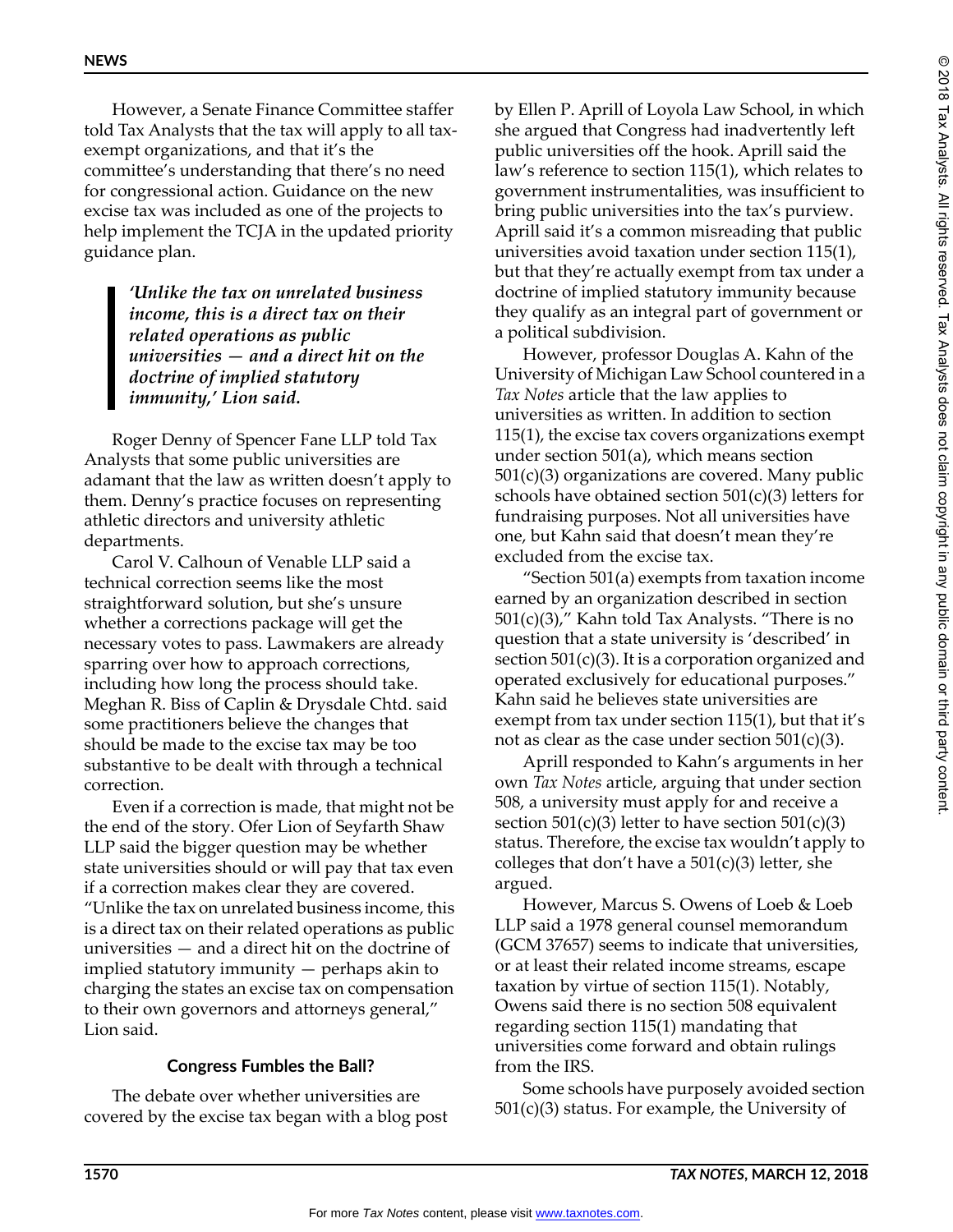However, a Senate Finance Committee staffer told Tax Analysts that the tax will apply to all tax-exempt organizations, and that it's the committee's understanding that there's no need for congressional action. Guidance on the new excise tax was included as one of the projects to help implement the TCJA in the updated priority guidance plan.

> ***'Unlike the tax on unrelated business income, this is a direct tax on their related operations as public universities — and a direct hit on the doctrine of implied statutory immunity,' Lion said.***

Roger Denny of Spencer Fane LLP told Tax Analysts that some public universities are adamant that the law as written doesn't apply to them. Denny's practice focuses on representing athletic directors and university athletic departments.

Carol V. Calhoun of Venable LLP said a technical correction seems like the most straightforward solution, but she's unsure whether a corrections package will get the necessary votes to pass. Lawmakers are already sparring over how to approach corrections, including how long the process should take. Meghan R. Biss of Caplin & Drysdale Chtd. said some practitioners believe the changes that should be made to the excise tax may be too substantive to be dealt with through a technical correction.

Even if a correction is made, that might not be the end of the story. Ofer Lion of Seyfarth Shaw LLP said the bigger question may be whether state universities should or will pay that tax even if a correction makes clear they are covered. "Unlike the tax on unrelated business income, this is a direct tax on their related operations as public universities — and a direct hit on the doctrine of implied statutory immunity — perhaps akin to charging the states an excise tax on compensation to their own governors and attorneys general," Lion said.

### Congress Fumbles the Ball?

The debate over whether universities are covered by the excise tax began with a blog post by Ellen P. Aprill of Loyola Law School, in which she argued that Congress had inadvertently left public universities off the hook. Aprill said the law's reference to section 115(1), which relates to government instrumentalities, was insufficient to bring public universities into the tax's purview. Aprill said it's a common misreading that public universities avoid taxation under section 115(1), but that they're actually exempt from tax under a doctrine of implied statutory immunity because they qualify as an integral part of government or a political subdivision.

However, professor Douglas A. Kahn of the University of Michigan Law School countered in a *Tax Notes* article that the law applies to universities as written. In addition to section 115(1), the excise tax covers organizations exempt under section 501(a), which means section 501(c)(3) organizations are covered. Many public schools have obtained section 501(c)(3) letters for fundraising purposes. Not all universities have one, but Kahn said that doesn't mean they're excluded from the excise tax.

"Section 501(a) exempts from taxation income earned by an organization described in section 501(c)(3)," Kahn told Tax Analysts. "There is no question that a state university is 'described' in section 501(c)(3). It is a corporation organized and operated exclusively for educational purposes." Kahn said he believes state universities are exempt from tax under section 115(1), but that it's not as clear as the case under section 501(c)(3).

Aprill responded to Kahn's arguments in her own *Tax Notes* article, arguing that under section 508, a university must apply for and receive a section 501(c)(3) letter to have section 501(c)(3) status. Therefore, the excise tax wouldn't apply to colleges that don't have a 501(c)(3) letter, she argued.

However, Marcus S. Owens of Loeb & Loeb LLP said a 1978 general counsel memorandum (GCM 37657) seems to indicate that universities, or at least their related income streams, escape taxation by virtue of section 115(1). Notably, Owens said there is no section 508 equivalent regarding section 115(1) mandating that universities come forward and obtain rulings from the IRS.

Some schools have purposely avoided section 501(c)(3) status. For example, the University of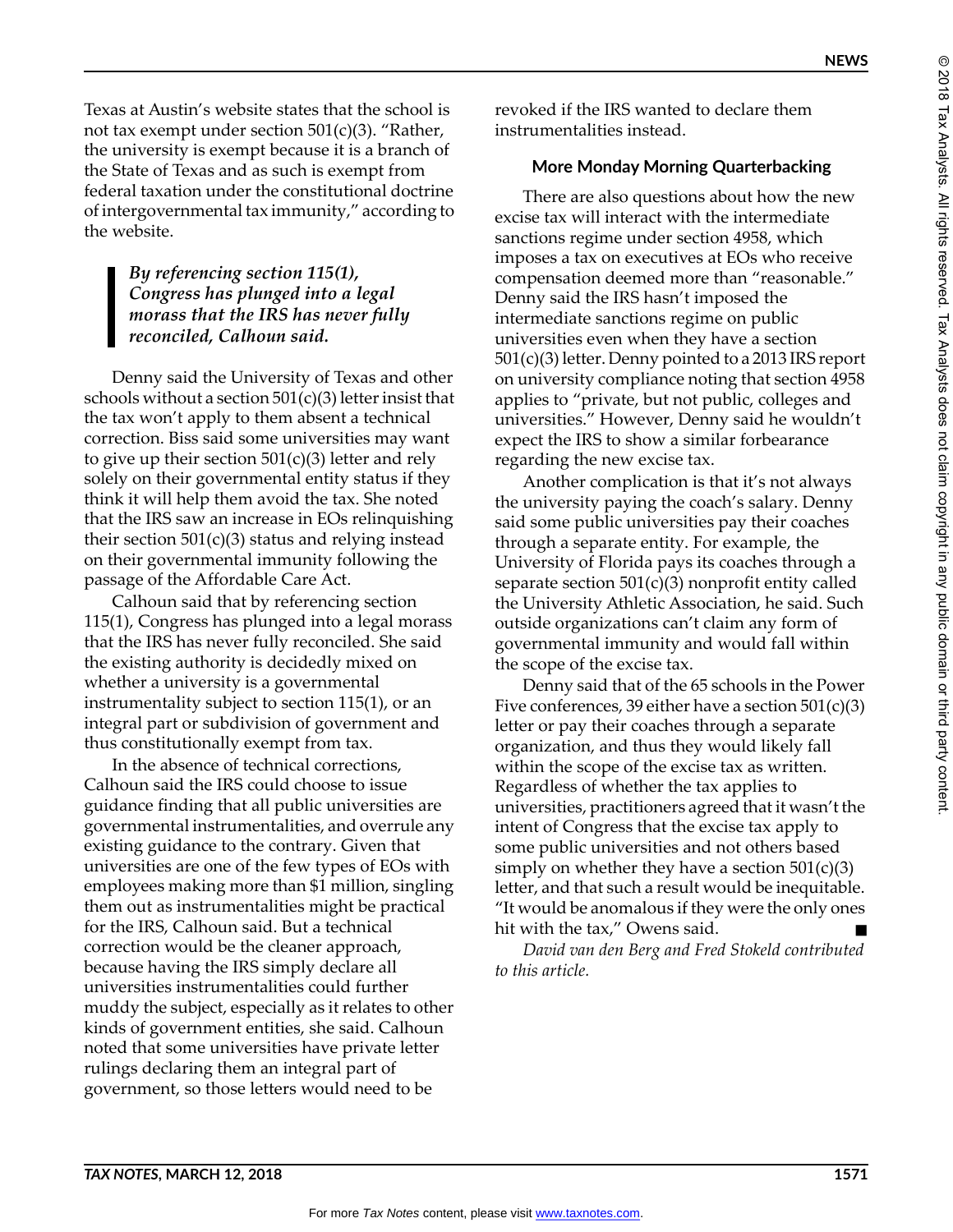Texas at Austin's website states that the school is not tax exempt under section 501(c)(3). "Rather, the university is exempt because it is a branch of the State of Texas and as such is exempt from federal taxation under the constitutional doctrine of intergovernmental tax immunity," according to the website.

> ***By referencing section 115(1), Congress has plunged into a legal morass that the IRS has never fully reconciled, Calhoun said.***

Denny said the University of Texas and other schools without a section 501(c)(3) letter insist that the tax won't apply to them absent a technical correction. Biss said some universities may want to give up their section 501(c)(3) letter and rely solely on their governmental entity status if they think it will help them avoid the tax. She noted that the IRS saw an increase in EOs relinquishing their section 501(c)(3) status and relying instead on their governmental immunity following the passage of the Affordable Care Act.

Calhoun said that by referencing section 115(1), Congress has plunged into a legal morass that the IRS has never fully reconciled. She said the existing authority is decidedly mixed on whether a university is a governmental instrumentality subject to section 115(1), or an integral part or subdivision of government and thus constitutionally exempt from tax.

In the absence of technical corrections, Calhoun said the IRS could choose to issue guidance finding that all public universities are governmental instrumentalities, and overrule any existing guidance to the contrary. Given that universities are one of the few types of EOs with employees making more than $1 million, singling them out as instrumentalities might be practical for the IRS, Calhoun said. But a technical correction would be the cleaner approach, because having the IRS simply declare all universities instrumentalities could further muddy the subject, especially as it relates to other kinds of government entities, she said. Calhoun noted that some universities have private letter rulings declaring them an integral part of government, so those letters would need to be revoked if the IRS wanted to declare them instrumentalities instead.

### More Monday Morning Quarterbacking

There are also questions about how the new excise tax will interact with the intermediate sanctions regime under section 4958, which imposes a tax on executives at EOs who receive compensation deemed more than "reasonable." Denny said the IRS hasn't imposed the intermediate sanctions regime on public universities even when they have a section 501(c)(3) letter. Denny pointed to a 2013 IRS report on university compliance noting that section 4958 applies to "private, but not public, colleges and universities." However, Denny said he wouldn't expect the IRS to show a similar forbearance regarding the new excise tax.

Another complication is that it's not always the university paying the coach's salary. Denny said some public universities pay their coaches through a separate entity. For example, the University of Florida pays its coaches through a separate section 501(c)(3) nonprofit entity called the University Athletic Association, he said. Such outside organizations can't claim any form of governmental immunity and would fall within the scope of the excise tax.

Denny said that of the 65 schools in the Power Five conferences, 39 either have a section 501(c)(3) letter or pay their coaches through a separate organization, and thus they would likely fall within the scope of the excise tax as written. Regardless of whether the tax applies to universities, practitioners agreed that it wasn't the intent of Congress that the excise tax apply to some public universities and not others based simply on whether they have a section 501(c)(3) letter, and that such a result would be inequitable. "It would be anomalous if they were the only ones hit with the tax," Owens said. ■

*David van den Berg and Fred Stokeld contributed to this article.*